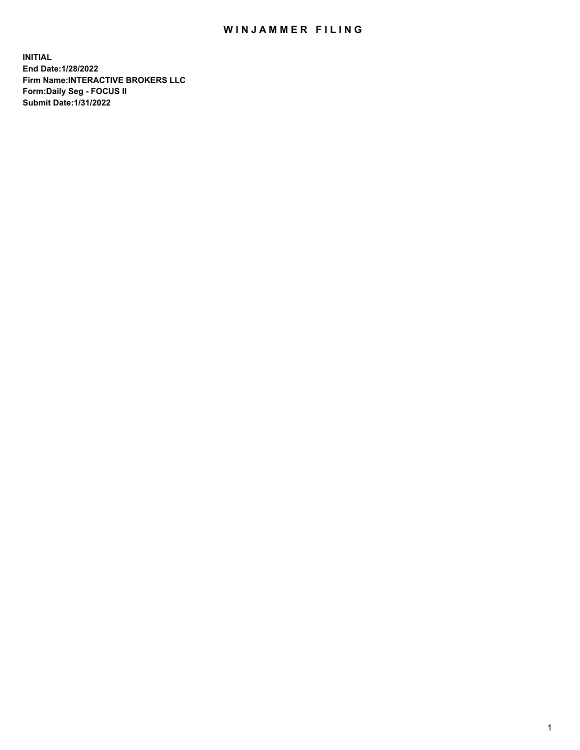# WINJAMMER FILING

**INITIAL**
**End Date:1/28/2022**
**Firm Name:INTERACTIVE BROKERS LLC**
**Form:Daily Seg - FOCUS II**
**Submit Date:1/31/2022**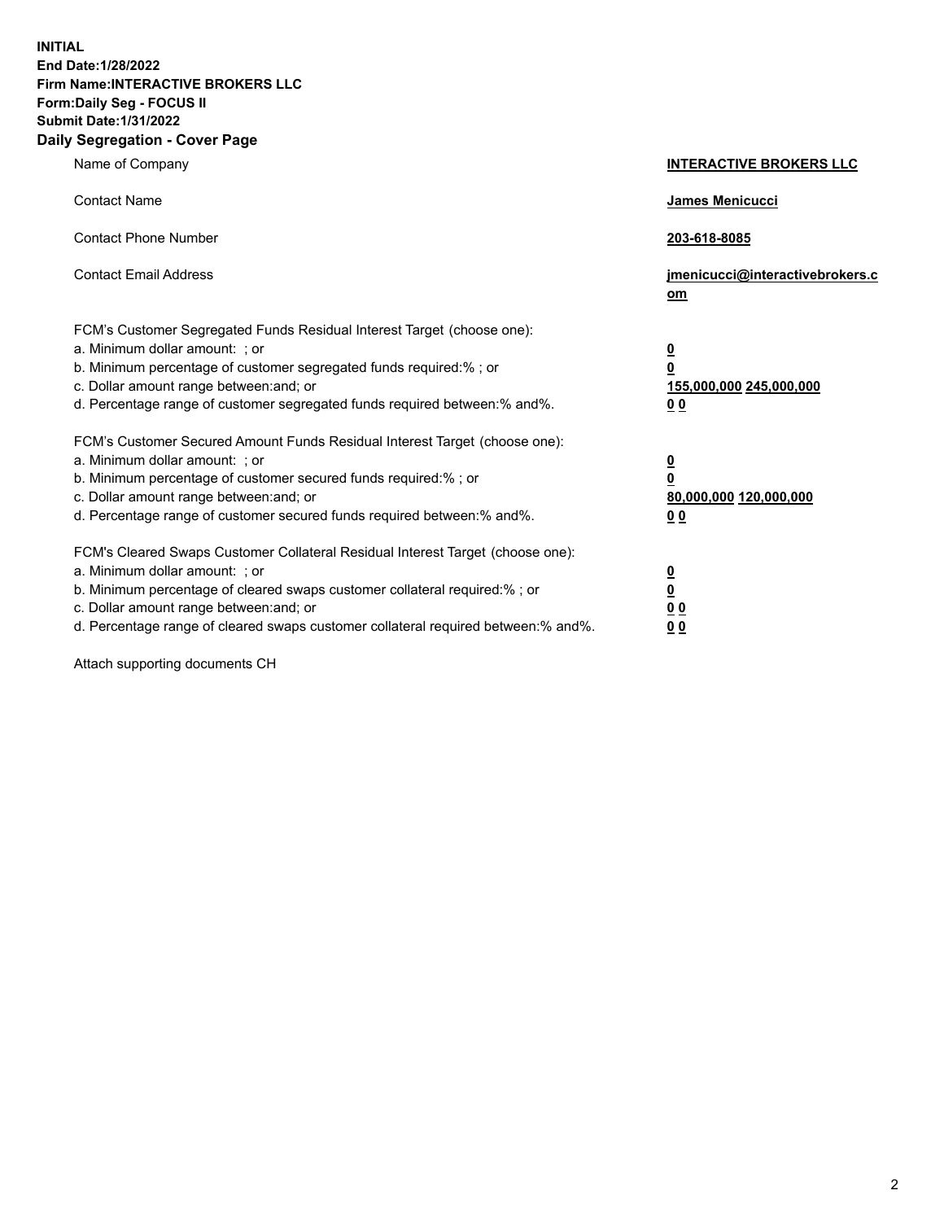**INITIAL**
**End Date:1/28/2022**
**Firm Name:INTERACTIVE BROKERS LLC**
**Form:Daily Seg - FOCUS II**
**Submit Date:1/31/2022**

## Daily Segregation - Cover Page

| | |
|---|---|
| Name of Company | **INTERACTIVE BROKERS LLC** |
| Contact Name | **James Menicucci** |
| Contact Phone Number | **203-618-8085** |
| Contact Email Address | **jmenicucci@interactivebrokers.com** |

FCM's Customer Segregated Funds Residual Interest Target (choose one):

| | |
|---|---|
| a. Minimum dollar amount: ; or | **0** |
| b. Minimum percentage of customer segregated funds required:% ; or | **0** |
| c. Dollar amount range between:and; or | **155,000,000 245,000,000** |
| d. Percentage range of customer segregated funds required between:% and%. | **0 0** |

FCM's Customer Secured Amount Funds Residual Interest Target (choose one):

| | |
|---|---|
| a. Minimum dollar amount: ; or | **0** |
| b. Minimum percentage of customer secured funds required:% ; or | **0** |
| c. Dollar amount range between:and; or | **80,000,000 120,000,000** |
| d. Percentage range of customer secured funds required between:% and%. | **0 0** |

FCM's Cleared Swaps Customer Collateral Residual Interest Target (choose one):

| | |
|---|---|
| a. Minimum dollar amount: ; or | **0** |
| b. Minimum percentage of cleared swaps customer collateral required:% ; or | **0** |
| c. Dollar amount range between:and; or | **0 0** |
| d. Percentage range of cleared swaps customer collateral required between:% and%. | **0 0** |

Attach supporting documents CH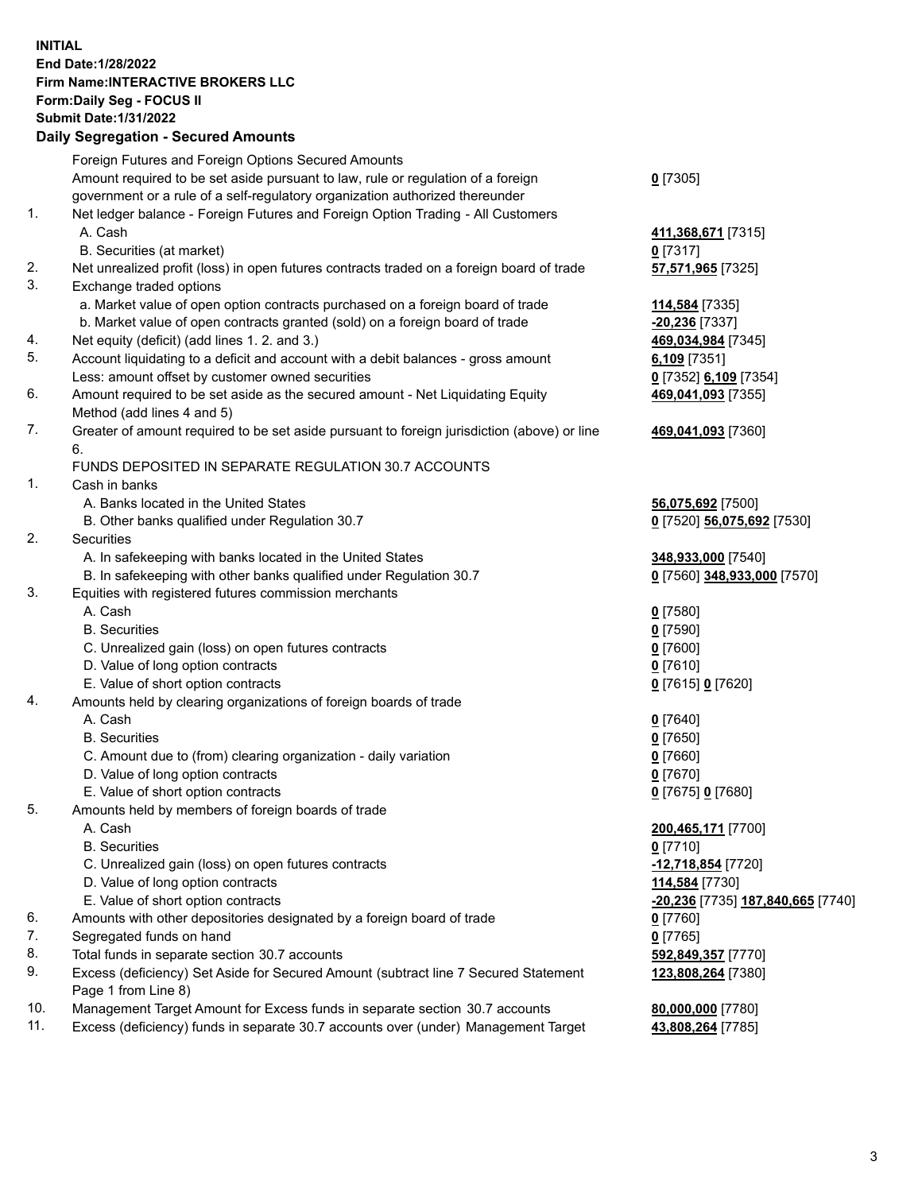**INITIAL**
**End Date:1/28/2022**
**Firm Name:INTERACTIVE BROKERS LLC**
**Form:Daily Seg - FOCUS II**
**Submit Date:1/31/2022**

## Daily Segregation - Secured Amounts

| | | |
|---|---|---|
| | Foreign Futures and Foreign Options Secured Amounts | |
| | Amount required to be set aside pursuant to law, rule or regulation of a foreign government or a rule of a self-regulatory organization authorized thereunder | **0** [7305] |
| 1. | Net ledger balance - Foreign Futures and Foreign Option Trading - All Customers | |
| | A. Cash | **411,368,671** [7315] |
| | B. Securities (at market) | **0** [7317] |
| 2. | Net unrealized profit (loss) in open futures contracts traded on a foreign board of trade | **57,571,965** [7325] |
| 3. | Exchange traded options | |
| | a. Market value of open option contracts purchased on a foreign board of trade | **114,584** [7335] |
| | b. Market value of open contracts granted (sold) on a foreign board of trade | **-20,236** [7337] |
| 4. | Net equity (deficit) (add lines 1. 2. and 3.) | **469,034,984** [7345] |
| 5. | Account liquidating to a deficit and account with a debit balances - gross amount | **6,109** [7351] |
| | Less: amount offset by customer owned securities | **0** [7352] **6,109** [7354] |
| 6. | Amount required to be set aside as the secured amount - Net Liquidating Equity Method (add lines 4 and 5) | **469,041,093** [7355] |
| 7. | Greater of amount required to be set aside pursuant to foreign jurisdiction (above) or line 6. | **469,041,093** [7360] |
| | FUNDS DEPOSITED IN SEPARATE REGULATION 30.7 ACCOUNTS | |
| 1. | Cash in banks | |
| | A. Banks located in the United States | **56,075,692** [7500] |
| | B. Other banks qualified under Regulation 30.7 | **0** [7520] **56,075,692** [7530] |
| 2. | Securities | |
| | A. In safekeeping with banks located in the United States | **348,933,000** [7540] |
| | B. In safekeeping with other banks qualified under Regulation 30.7 | **0** [7560] **348,933,000** [7570] |
| 3. | Equities with registered futures commission merchants | |
| | A. Cash | **0** [7580] |
| | B. Securities | **0** [7590] |
| | C. Unrealized gain (loss) on open futures contracts | **0** [7600] |
| | D. Value of long option contracts | **0** [7610] |
| | E. Value of short option contracts | **0** [7615] **0** [7620] |
| 4. | Amounts held by clearing organizations of foreign boards of trade | |
| | A. Cash | **0** [7640] |
| | B. Securities | **0** [7650] |
| | C. Amount due to (from) clearing organization - daily variation | **0** [7660] |
| | D. Value of long option contracts | **0** [7670] |
| | E. Value of short option contracts | **0** [7675] **0** [7680] |
| 5. | Amounts held by members of foreign boards of trade | |
| | A. Cash | **200,465,171** [7700] |
| | B. Securities | **0** [7710] |
| | C. Unrealized gain (loss) on open futures contracts | **-12,718,854** [7720] |
| | D. Value of long option contracts | **114,584** [7730] |
| | E. Value of short option contracts | **-20,236** [7735] **187,840,665** [7740] |
| 6. | Amounts with other depositories designated by a foreign board of trade | **0** [7760] |
| 7. | Segregated funds on hand | **0** [7765] |
| 8. | Total funds in separate section 30.7 accounts | **592,849,357** [7770] |
| 9. | Excess (deficiency) Set Aside for Secured Amount (subtract line 7 Secured Statement Page 1 from Line 8) | **123,808,264** [7380] |
| 10. | Management Target Amount for Excess funds in separate section 30.7 accounts | **80,000,000** [7780] |
| 11. | Excess (deficiency) funds in separate 30.7 accounts over (under) Management Target | **43,808,264** [7785] |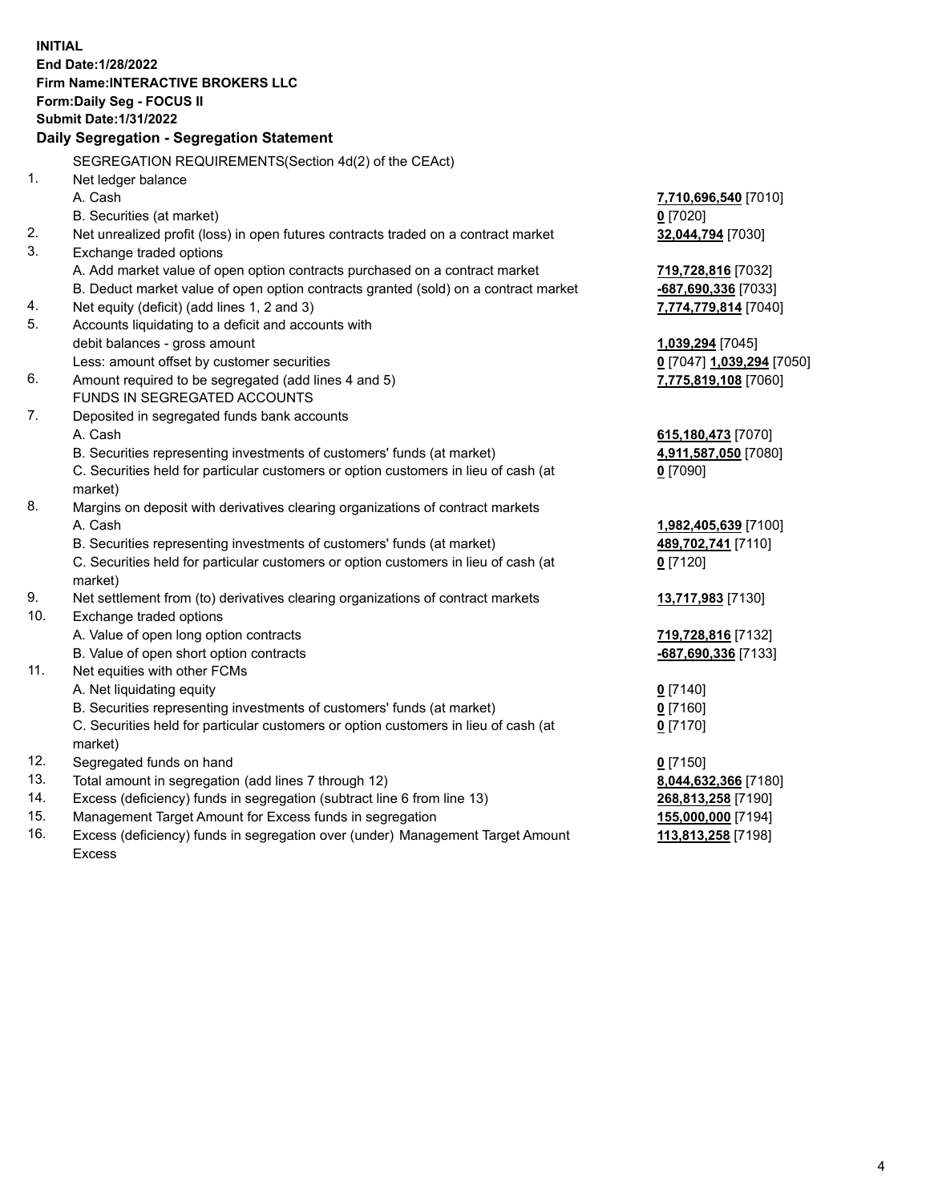**INITIAL**
**End Date:1/28/2022**
**Firm Name:INTERACTIVE BROKERS LLC**
**Form:Daily Seg - FOCUS II**
**Submit Date:1/31/2022**

## Daily Segregation - Segregation Statement

SEGREGATION REQUIREMENTS(Section 4d(2) of the CEAct)

| | | |
|---|---|---|
| 1. | Net ledger balance | |
| | A. Cash | **7,710,696,540** [7010] |
| | B. Securities (at market) | **0** [7020] |
| 2. | Net unrealized profit (loss) in open futures contracts traded on a contract market | **32,044,794** [7030] |
| 3. | Exchange traded options | |
| | A. Add market value of open option contracts purchased on a contract market | **719,728,816** [7032] |
| | B. Deduct market value of open option contracts granted (sold) on a contract market | **-687,690,336** [7033] |
| 4. | Net equity (deficit) (add lines 1, 2 and 3) | **7,774,779,814** [7040] |
| 5. | Accounts liquidating to a deficit and accounts with debit balances - gross amount | **1,039,294** [7045] |
| | Less: amount offset by customer securities | **0** [7047] **1,039,294** [7050] |
| 6. | Amount required to be segregated (add lines 4 and 5) | **7,775,819,108** [7060] |
| | FUNDS IN SEGREGATED ACCOUNTS | |
| 7. | Deposited in segregated funds bank accounts | |
| | A. Cash | **615,180,473** [7070] |
| | B. Securities representing investments of customers' funds (at market) | **4,911,587,050** [7080] |
| | C. Securities held for particular customers or option customers in lieu of cash (at market) | **0** [7090] |
| 8. | Margins on deposit with derivatives clearing organizations of contract markets | |
| | A. Cash | **1,982,405,639** [7100] |
| | B. Securities representing investments of customers' funds (at market) | **489,702,741** [7110] |
| | C. Securities held for particular customers or option customers in lieu of cash (at market) | **0** [7120] |
| 9. | Net settlement from (to) derivatives clearing organizations of contract markets | **13,717,983** [7130] |
| 10. | Exchange traded options | |
| | A. Value of open long option contracts | **719,728,816** [7132] |
| | B. Value of open short option contracts | **-687,690,336** [7133] |
| 11. | Net equities with other FCMs | |
| | A. Net liquidating equity | **0** [7140] |
| | B. Securities representing investments of customers' funds (at market) | **0** [7160] |
| | C. Securities held for particular customers or option customers in lieu of cash (at market) | **0** [7170] |
| 12. | Segregated funds on hand | **0** [7150] |
| 13. | Total amount in segregation (add lines 7 through 12) | **8,044,632,366** [7180] |
| 14. | Excess (deficiency) funds in segregation (subtract line 6 from line 13) | **268,813,258** [7190] |
| 15. | Management Target Amount for Excess funds in segregation | **155,000,000** [7194] |
| 16. | Excess (deficiency) funds in segregation over (under) Management Target Amount Excess | **113,813,258** [7198] |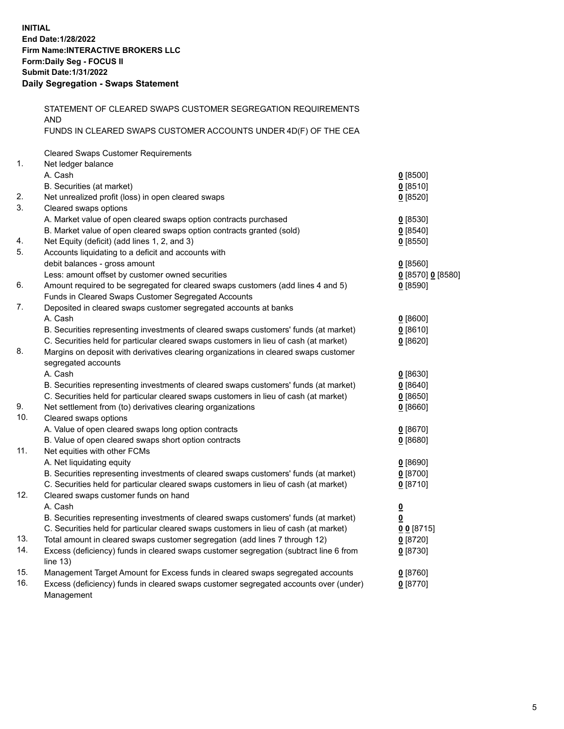**INITIAL**
**End Date:1/28/2022**
**Firm Name:INTERACTIVE BROKERS LLC**
**Form:Daily Seg - FOCUS II**
**Submit Date:1/31/2022**
**Daily Segregation - Swaps Statement**

STATEMENT OF CLEARED SWAPS CUSTOMER SEGREGATION REQUIREMENTS AND FUNDS IN CLEARED SWAPS CUSTOMER ACCOUNTS UNDER 4D(F) OF THE CEA

| | | |
|---|---|---|
| | Cleared Swaps Customer Requirements | |
| 1. | Net ledger balance | |
| | A. Cash | 0 [8500] |
| | B. Securities (at market) | 0 [8510] |
| 2. | Net unrealized profit (loss) in open cleared swaps | 0 [8520] |
| 3. | Cleared swaps options | |
| | A. Market value of open cleared swaps option contracts purchased | 0 [8530] |
| | B. Market value of open cleared swaps option contracts granted (sold) | 0 [8540] |
| 4. | Net Equity (deficit) (add lines 1, 2, and 3) | 0 [8550] |
| 5. | Accounts liquidating to a deficit and accounts with debit balances - gross amount | 0 [8560] |
| | Less: amount offset by customer owned securities | 0 [8570] 0 [8580] |
| 6. | Amount required to be segregated for cleared swaps customers (add lines 4 and 5) | 0 [8590] |
| | Funds in Cleared Swaps Customer Segregated Accounts | |
| 7. | Deposited in cleared swaps customer segregated accounts at banks | |
| | A. Cash | 0 [8600] |
| | B. Securities representing investments of cleared swaps customers' funds (at market) | 0 [8610] |
| | C. Securities held for particular cleared swaps customers in lieu of cash (at market) | 0 [8620] |
| 8. | Margins on deposit with derivatives clearing organizations in cleared swaps customer segregated accounts | |
| | A. Cash | 0 [8630] |
| | B. Securities representing investments of cleared swaps customers' funds (at market) | 0 [8640] |
| | C. Securities held for particular cleared swaps customers in lieu of cash (at market) | 0 [8650] |
| 9. | Net settlement from (to) derivatives clearing organizations | 0 [8660] |
| 10. | Cleared swaps options | |
| | A. Value of open cleared swaps long option contracts | 0 [8670] |
| | B. Value of open cleared swaps short option contracts | 0 [8680] |
| 11. | Net equities with other FCMs | |
| | A. Net liquidating equity | 0 [8690] |
| | B. Securities representing investments of cleared swaps customers' funds (at market) | 0 [8700] |
| | C. Securities held for particular cleared swaps customers in lieu of cash (at market) | 0 [8710] |
| 12. | Cleared swaps customer funds on hand | |
| | A. Cash | 0 |
| | B. Securities representing investments of cleared swaps customers' funds (at market) | 0 |
| | C. Securities held for particular cleared swaps customers in lieu of cash (at market) | 0 0 [8715] |
| 13. | Total amount in cleared swaps customer segregation (add lines 7 through 12) | 0 [8720] |
| 14. | Excess (deficiency) funds in cleared swaps customer segregation (subtract line 6 from line 13) | 0 [8730] |
| 15. | Management Target Amount for Excess funds in cleared swaps segregated accounts | 0 [8760] |
| 16. | Excess (deficiency) funds in cleared swaps customer segregated accounts over (under) Management | 0 [8770] |